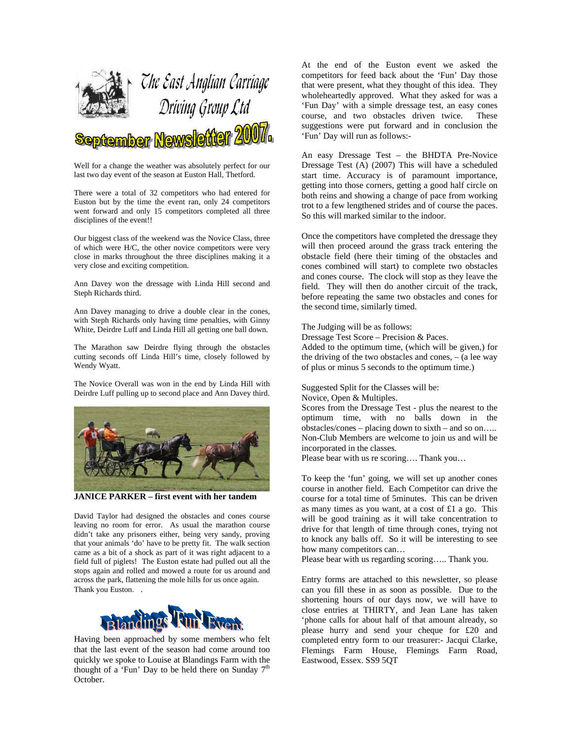# The East Anglian Carriage Driving Group Ltd

## September Newsletter 2007.

Well for a change the weather was absolutely perfect for our last two day event of the season at Euston Hall, Thetford.

There were a total of 32 competitors who had entered for Euston but by the time the event ran, only 24 competitors went forward and only 15 competitors completed all three disciplines of the event!!

Our biggest class of the weekend was the Novice Class, three of which were H/C, the other novice competitors were very close in marks throughout the three disciplines making it a very close and exciting competition.

Ann Davey won the dressage with Linda Hill second and Steph Richards third.

Ann Davey managing to drive a double clear in the cones, with Steph Richards only having time penalties, with Ginny White, Deirdre Luff and Linda Hill all getting one ball down.

The Marathon saw Deirdre flying through the obstacles cutting seconds off Linda Hill's time, closely followed by Wendy Wyatt.

The Novice Overall was won in the end by Linda Hill with Deirdre Luff pulling up to second place and Ann Davey third.

**JANICE PARKER – first event with her tandem**

David Taylor had designed the obstacles and cones course leaving no room for error. As usual the marathon course didn't take any prisoners either, being very sandy, proving that your animals 'do' have to be pretty fit. The walk section came as a bit of a shock as part of it was right adjacent to a field full of piglets! The Euston estate had pulled out all the stops again and rolled and mowed a route for us around and across the park, flattening the mole hills for us once again. Thank you Euston. .

## Blandings 'Fun' Event

Having been approached by some members who felt that the last event of the season had come around too quickly we spoke to Louise at Blandings Farm with the thought of a 'Fun' Day to be held there on Sunday 7th October.

At the end of the Euston event we asked the competitors for feed back about the 'Fun' Day those that were present, what they thought of this idea. They wholeheartedly approved. What they asked for was a 'Fun Day' with a simple dressage test, an easy cones course, and two obstacles driven twice. These suggestions were put forward and in conclusion the 'Fun' Day will run as follows:-

An easy Dressage Test – the BHDTA Pre-Novice Dressage Test (A) (2007) This will have a scheduled start time. Accuracy is of paramount importance, getting into those corners, getting a good half circle on both reins and showing a change of pace from working trot to a few lengthened strides and of course the paces. So this will marked similar to the indoor.

Once the competitors have completed the dressage they will then proceed around the grass track entering the obstacle field (here their timing of the obstacles and cones combined will start) to complete two obstacles and cones course. The clock will stop as they leave the field. They will then do another circuit of the track, before repeating the same two obstacles and cones for the second time, similarly timed.

The Judging will be as follows:
Dressage Test Score – Precision & Paces.
Added to the optimum time, (which will be given,) for the driving of the two obstacles and cones, – (a lee way of plus or minus 5 seconds to the optimum time.)

Suggested Split for the Classes will be:
Novice, Open & Multiples.
Scores from the Dressage Test - plus the nearest to the optimum time, with no balls down in the obstacles/cones – placing down to sixth – and so on…..
Non-Club Members are welcome to join us and will be incorporated in the classes.
Please bear with us re scoring…. Thank you…

To keep the 'fun' going, we will set up another cones course in another field. Each Competitor can drive the course for a total time of 5minutes. This can be driven as many times as you want, at a cost of £1 a go. This will be good training as it will take concentration to drive for that length of time through cones, trying not to knock any balls off. So it will be interesting to see how many competitors can…
Please bear with us regarding scoring….. Thank you.

Entry forms are attached to this newsletter, so please can you fill these in as soon as possible. Due to the shortening hours of our days now, we will have to close entries at THIRTY, and Jean Lane has taken 'phone calls for about half of that amount already, so please hurry and send your cheque for £20 and completed entry form to our treasurer:- Jacqui Clarke, Flemings Farm House, Flemings Farm Road, Eastwood, Essex. SS9 5QT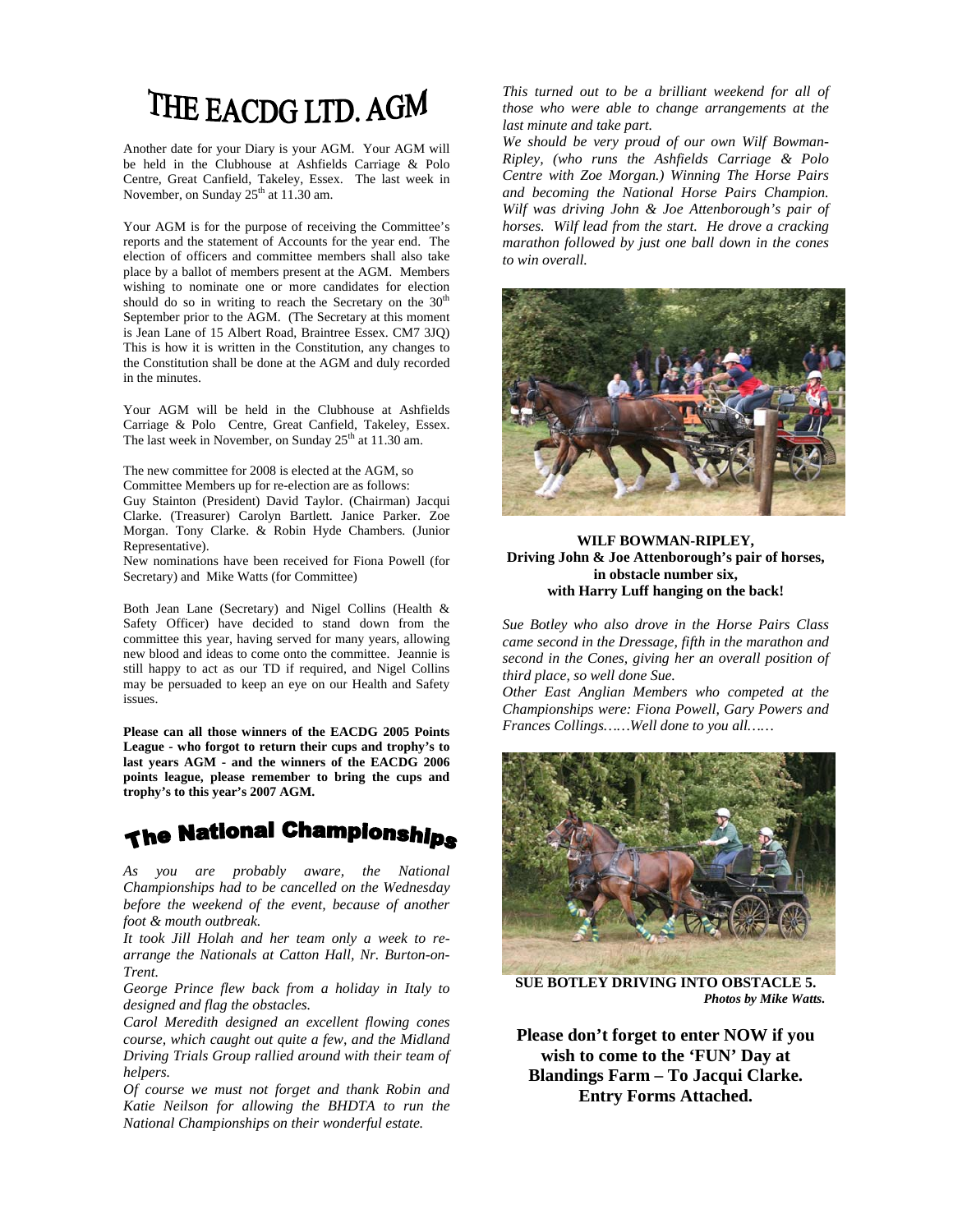# THE EACDG LTD. AGM

Another date for your Diary is your AGM. Your AGM will be held in the Clubhouse at Ashfields Carriage & Polo Centre, Great Canfield, Takeley, Essex. The last week in November, on Sunday 25th at 11.30 am.

Your AGM is for the purpose of receiving the Committee's reports and the statement of Accounts for the year end. The election of officers and committee members shall also take place by a ballot of members present at the AGM. Members wishing to nominate one or more candidates for election should do so in writing to reach the Secretary on the 30th September prior to the AGM. (The Secretary at this moment is Jean Lane of 15 Albert Road, Braintree Essex. CM7 3JQ) This is how it is written in the Constitution, any changes to the Constitution shall be done at the AGM and duly recorded in the minutes.

Your AGM will be held in the Clubhouse at Ashfields Carriage & Polo Centre, Great Canfield, Takeley, Essex. The last week in November, on Sunday 25th at 11.30 am.

The new committee for 2008 is elected at the AGM, so Committee Members up for re-election are as follows:
Guy Stainton (President) David Taylor. (Chairman) Jacqui Clarke. (Treasurer) Carolyn Bartlett. Janice Parker. Zoe Morgan. Tony Clarke. & Robin Hyde Chambers. (Junior Representative).
New nominations have been received for Fiona Powell (for Secretary) and Mike Watts (for Committee)

Both Jean Lane (Secretary) and Nigel Collins (Health & Safety Officer) have decided to stand down from the committee this year, having served for many years, allowing new blood and ideas to come onto the committee. Jeannie is still happy to act as our TD if required, and Nigel Collins may be persuaded to keep an eye on our Health and Safety issues.

**Please can all those winners of the EACDG 2005 Points League - who forgot to return their cups and trophy's to last years AGM - and the winners of the EACDG 2006 points league, please remember to bring the cups and trophy's to this year's 2007 AGM.**

# The National Championships

*As you are probably aware, the National Championships had to be cancelled on the Wednesday before the weekend of the event, because of another foot & mouth outbreak.*

*It took Jill Holah and her team only a week to re-arrange the Nationals at Catton Hall, Nr. Burton-on-Trent.*

*George Prince flew back from a holiday in Italy to designed and flag the obstacles.*

*Carol Meredith designed an excellent flowing cones course, which caught out quite a few, and the Midland Driving Trials Group rallied around with their team of helpers.*

*Of course we must not forget and thank Robin and Katie Neilson for allowing the BHDTA to run the National Championships on their wonderful estate.*

*This turned out to be a brilliant weekend for all of those who were able to change arrangements at the last minute and take part.*

*We should be very proud of our own Wilf Bowman-Ripley, (who runs the Ashfields Carriage & Polo Centre with Zoe Morgan.) Winning The Horse Pairs and becoming the National Horse Pairs Champion. Wilf was driving John & Joe Attenborough's pair of horses. Wilf lead from the start. He drove a cracking marathon followed by just one ball down in the cones to win overall.*

**WILF BOWMAN-RIPLEY, Driving John & Joe Attenborough's pair of horses, in obstacle number six, with Harry Luff hanging on the back!**

*Sue Botley who also drove in the Horse Pairs Class came second in the Dressage, fifth in the marathon and second in the Cones, giving her an overall position of third place, so well done Sue.*

*Other East Anglian Members who competed at the Championships were: Fiona Powell, Gary Powers and Frances Collings……Well done to you all……*

**SUE BOTLEY DRIVING INTO OBSTACLE 5.**
***Photos by Mike Watts.***

**Please don't forget to enter NOW if you wish to come to the 'FUN' Day at Blandings Farm – To Jacqui Clarke. Entry Forms Attached.**